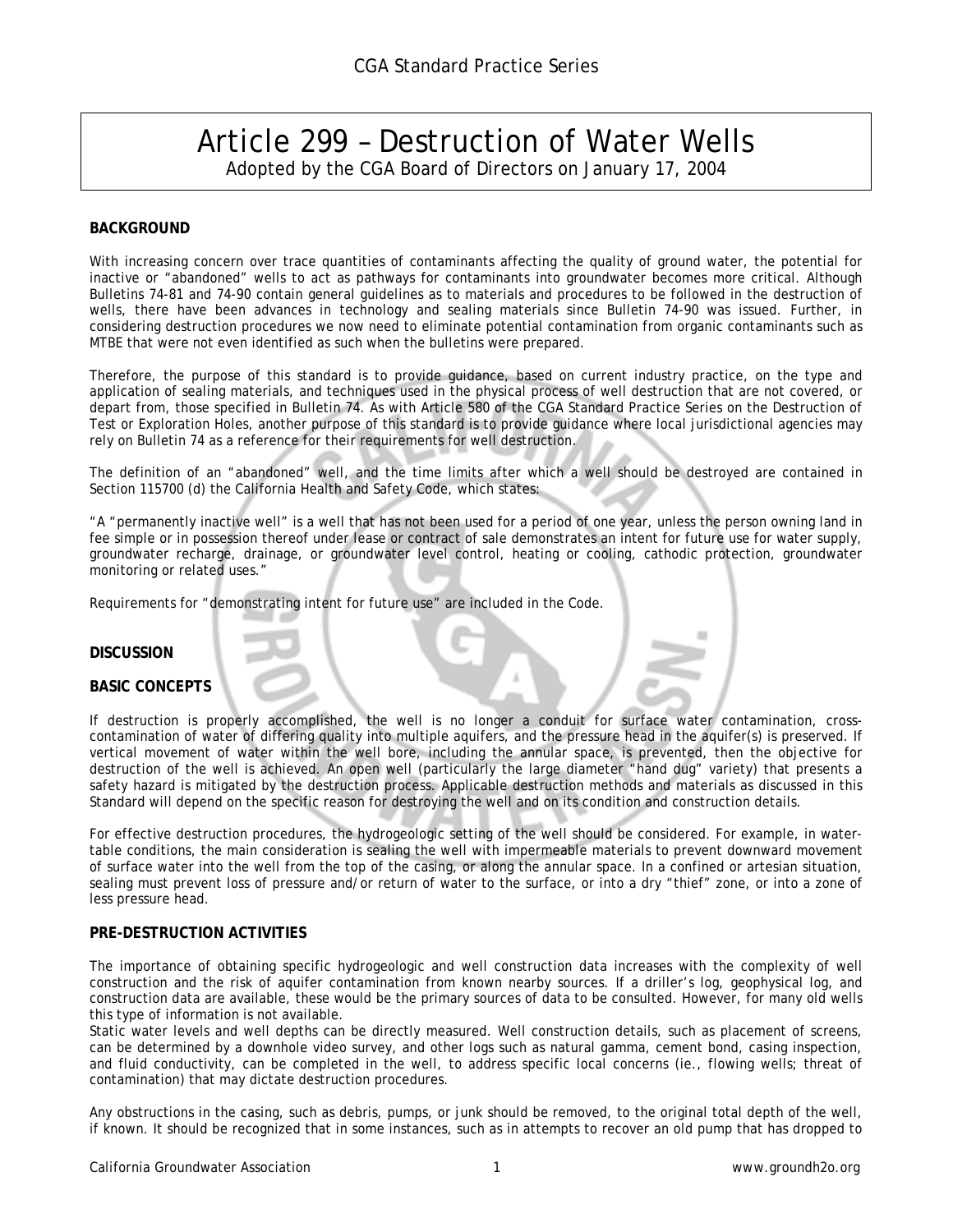# Article 299 – Destruction of Water Wells

Adopted by the CGA Board of Directors on January 17, 2004

## BACKGROUND

With increasing concern over trace quantities of contaminants affecting the quality of ground water, the potential for inactive or "abandoned" wells to act as pathways for contaminants into groundwater becomes more critical. Although Bulletins 74-81 and 74-90 contain general guidelines as to materials and procedures to be followed in the destruction of wells, there have been advances in technology and sealing materials since Bulletin 74-90 was issued. Further, in considering destruction procedures we now need to eliminate potential contamination from organic contaminants such as MTBE that were not even identified as such when the bulletins were prepared.

Therefore, the purpose of this standard is to provide guidance, based on current industry practice, on the type and application of sealing materials, and techniques used in the physical process of well destruction that are not covered, or depart from, those specified in Bulletin 74. As with Article 580 of the CGA Standard Practice Series on the Destruction of Test or Exploration Holes, another purpose of this standard is to provide guidance where local jurisdictional agencies may rely on Bulletin 74 as a reference for their requirements for well destruction.

The definition of an "abandoned" well, and the time limits after which a well should be destroyed are contained in Section 115700 (d) the California Health and Safety Code, which states:

"A "permanently inactive well" is a well that has not been used for a period of one year, unless the person owning land in fee simple or in possession thereof under lease or contract of sale demonstrates an intent for future use for water supply, groundwater recharge, drainage, or groundwater level control, heating or cooling, cathodic protection, groundwater monitoring or related uses."

Requirements for "demonstrating intent for future use" are included in the Code.

## DISCUSSION

### BASIC CONCEPTS

If destruction is properly accomplished, the well is no longer a conduit for surface water contamination, cross-contamination of water of differing quality into multiple aquifers, and the pressure head in the aquifer(s) is preserved. If vertical movement of water within the well bore, including the annular space, is prevented, then the objective for destruction of the well is achieved. An open well (particularly the large diameter "hand dug" variety) that presents a safety hazard is mitigated by the destruction process. Applicable destruction methods and materials as discussed in this Standard will depend on the specific reason for destroying the well and on its condition and construction details.

For effective destruction procedures, the hydrogeologic setting of the well should be considered. For example, in water-table conditions, the main consideration is sealing the well with impermeable materials to prevent downward movement of surface water into the well from the top of the casing, or along the annular space. In a confined or artesian situation, sealing must prevent loss of pressure and/or return of water to the surface, or into a dry "thief" zone, or into a zone of less pressure head.

### PRE-DESTRUCTION ACTIVITIES

The importance of obtaining specific hydrogeologic and well construction data increases with the complexity of well construction and the risk of aquifer contamination from known nearby sources. If a driller's log, geophysical log, and construction data are available, these would be the primary sources of data to be consulted. However, for many old wells this type of information is not available.

Static water levels and well depths can be directly measured. Well construction details, such as placement of screens, can be determined by a downhole video survey, and other logs such as natural gamma, cement bond, casing inspection, and fluid conductivity, can be completed in the well, to address specific local concerns (ie., flowing wells; threat of contamination) that may dictate destruction procedures.

Any obstructions in the casing, such as debris, pumps, or junk should be removed, to the original total depth of the well, if known. It should be recognized that in some instances, such as in attempts to recover an old pump that has dropped to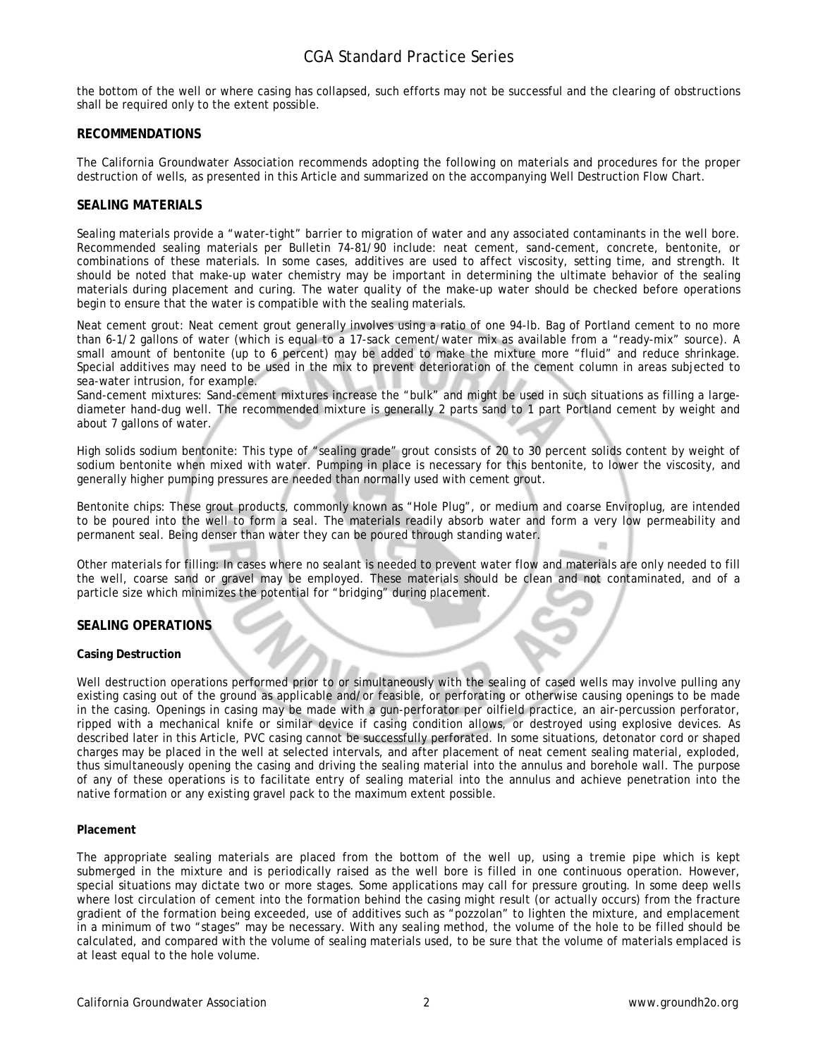the bottom of the well or where casing has collapsed, such efforts may not be successful and the clearing of obstructions shall be required only to the extent possible.

## RECOMMENDATIONS

The California Groundwater Association recommends adopting the following on materials and procedures for the proper destruction of wells, as presented in this Article and summarized on the accompanying Well Destruction Flow Chart.

## SEALING MATERIALS

Sealing materials provide a "water-tight" barrier to migration of water and any associated contaminants in the well bore. Recommended sealing materials per Bulletin 74-81/90 include: neat cement, sand-cement, concrete, bentonite, or combinations of these materials. In some cases, additives are used to affect viscosity, setting time, and strength. It should be noted that make-up water chemistry may be important in determining the ultimate behavior of the sealing materials during placement and curing. The water quality of the make-up water should be checked before operations begin to ensure that the water is compatible with the sealing materials.

Neat cement grout: Neat cement grout generally involves using a ratio of one 94-lb. Bag of Portland cement to no more than 6-1/2 gallons of water (which is equal to a 17-sack cement/water mix as available from a "ready-mix" source). A small amount of bentonite (up to 6 percent) may be added to make the mixture more "fluid" and reduce shrinkage. Special additives may need to be used in the mix to prevent deterioration of the cement column in areas subjected to sea-water intrusion, for example.
Sand-cement mixtures: Sand-cement mixtures increase the "bulk" and might be used in such situations as filling a large-diameter hand-dug well. The recommended mixture is generally 2 parts sand to 1 part Portland cement by weight and about 7 gallons of water.

High solids sodium bentonite: This type of "sealing grade" grout consists of 20 to 30 percent solids content by weight of sodium bentonite when mixed with water. Pumping in place is necessary for this bentonite, to lower the viscosity, and generally higher pumping pressures are needed than normally used with cement grout.

Bentonite chips: These grout products, commonly known as "Hole Plug", or medium and coarse Enviroplug, are intended to be poured into the well to form a seal. The materials readily absorb water and form a very low permeability and permanent seal. Being denser than water they can be poured through standing water.

Other materials for filling: In cases where no sealant is needed to prevent water flow and materials are only needed to fill the well, coarse sand or gravel may be employed. These materials should be clean and not contaminated, and of a particle size which minimizes the potential for "bridging" during placement.

## SEALING OPERATIONS

### Casing Destruction

Well destruction operations performed prior to or simultaneously with the sealing of cased wells may involve pulling any existing casing out of the ground as applicable and/or feasible, or perforating or otherwise causing openings to be made in the casing. Openings in casing may be made with a gun-perforator per oilfield practice, an air-percussion perforator, ripped with a mechanical knife or similar device if casing condition allows, or destroyed using explosive devices. As described later in this Article, PVC casing cannot be successfully perforated. In some situations, detonator cord or shaped charges may be placed in the well at selected intervals, and after placement of neat cement sealing material, exploded, thus simultaneously opening the casing and driving the sealing material into the annulus and borehole wall. The purpose of any of these operations is to facilitate entry of sealing material into the annulus and achieve penetration into the native formation or any existing gravel pack to the maximum extent possible.

### Placement

The appropriate sealing materials are placed from the bottom of the well up, using a tremie pipe which is kept submerged in the mixture and is periodically raised as the well bore is filled in one continuous operation. However, special situations may dictate two or more stages. Some applications may call for pressure grouting. In some deep wells where lost circulation of cement into the formation behind the casing might result (or actually occurs) from the fracture gradient of the formation being exceeded, use of additives such as "pozzolan" to lighten the mixture, and emplacement in a minimum of two "stages" may be necessary. With any sealing method, the volume of the hole to be filled should be calculated, and compared with the volume of sealing materials used, to be sure that the volume of materials emplaced is at least equal to the hole volume.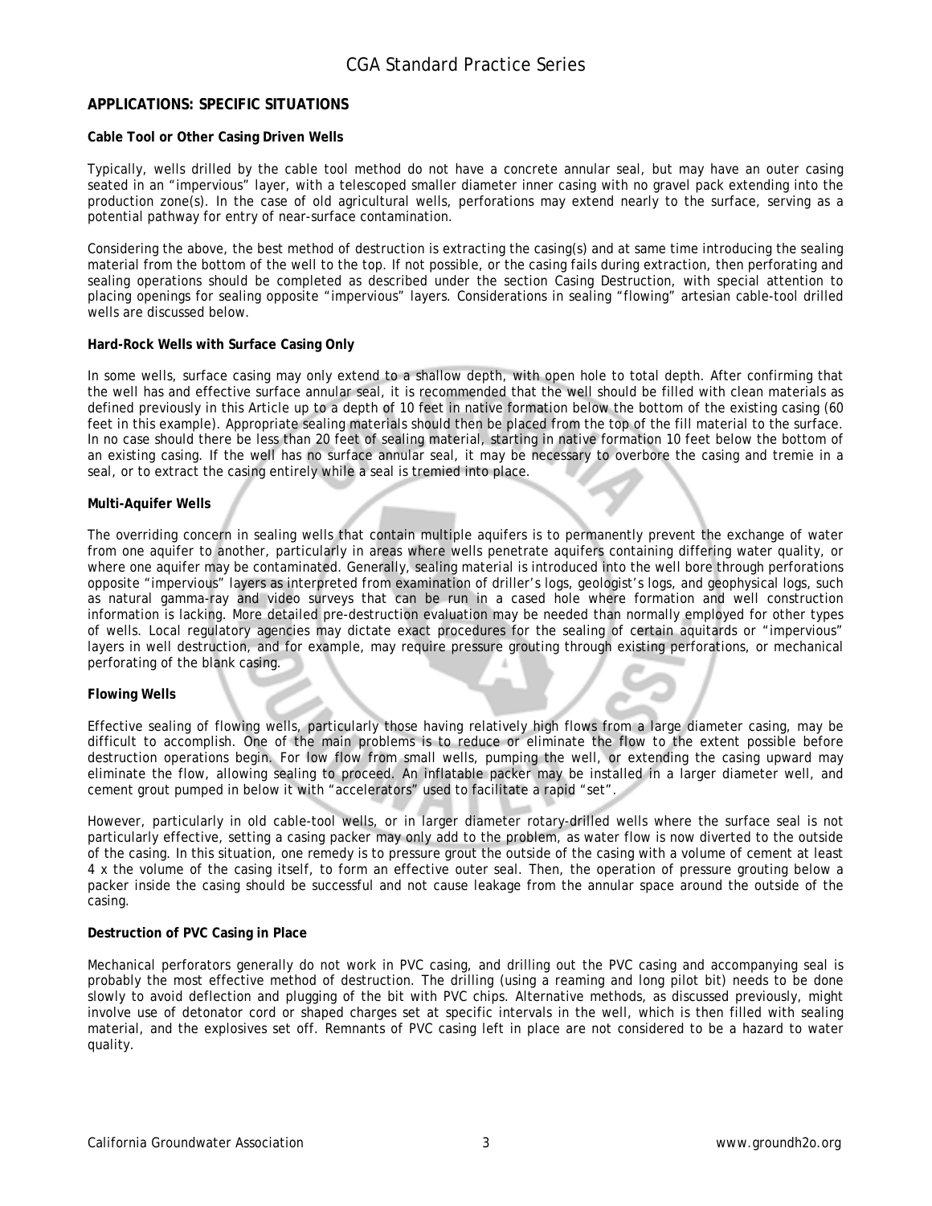## APPLICATIONS: SPECIFIC SITUATIONS

**Cable Tool or Other Casing Driven Wells**

Typically, wells drilled by the cable tool method do not have a concrete annular seal, but may have an outer casing seated in an "impervious" layer, with a telescoped smaller diameter inner casing with no gravel pack extending into the production zone(s). In the case of old agricultural wells, perforations may extend nearly to the surface, serving as a potential pathway for entry of near-surface contamination.

Considering the above, the best method of destruction is extracting the casing(s) and at same time introducing the sealing material from the bottom of the well to the top. If not possible, or the casing fails during extraction, then perforating and sealing operations should be completed as described under the section Casing Destruction, with special attention to placing openings for sealing opposite "impervious" layers. Considerations in sealing "flowing" artesian cable-tool drilled wells are discussed below.

**Hard-Rock Wells with Surface Casing Only**

In some wells, surface casing may only extend to a shallow depth, with open hole to total depth. After confirming that the well has and effective surface annular seal, it is recommended that the well should be filled with clean materials as defined previously in this Article up to a depth of 10 feet in native formation below the bottom of the existing casing (60 feet in this example). Appropriate sealing materials should then be placed from the top of the fill material to the surface. In no case should there be less than 20 feet of sealing material, starting in native formation 10 feet below the bottom of an existing casing. If the well has no surface annular seal, it may be necessary to overbore the casing and tremie in a seal, or to extract the casing entirely while a seal is tremied into place.

**Multi-Aquifer Wells**

The overriding concern in sealing wells that contain multiple aquifers is to permanently prevent the exchange of water from one aquifer to another, particularly in areas where wells penetrate aquifers containing differing water quality, or where one aquifer may be contaminated. Generally, sealing material is introduced into the well bore through perforations opposite "impervious" layers as interpreted from examination of driller's logs, geologist's logs, and geophysical logs, such as natural gamma-ray and video surveys that can be run in a cased hole where formation and well construction information is lacking. More detailed pre-destruction evaluation may be needed than normally employed for other types of wells. Local regulatory agencies may dictate exact procedures for the sealing of certain aquitards or "impervious" layers in well destruction, and for example, may require pressure grouting through existing perforations, or mechanical perforating of the blank casing.

**Flowing Wells**

Effective sealing of flowing wells, particularly those having relatively high flows from a large diameter casing, may be difficult to accomplish. One of the main problems is to reduce or eliminate the flow to the extent possible before destruction operations begin. For low flow from small wells, pumping the well, or extending the casing upward may eliminate the flow, allowing sealing to proceed. An inflatable packer may be installed in a larger diameter well, and cement grout pumped in below it with "accelerators" used to facilitate a rapid "set".

However, particularly in old cable-tool wells, or in larger diameter rotary-drilled wells where the surface seal is not particularly effective, setting a casing packer may only add to the problem, as water flow is now diverted to the outside of the casing. In this situation, one remedy is to pressure grout the outside of the casing with a volume of cement at least 4 x the volume of the casing itself, to form an effective outer seal. Then, the operation of pressure grouting below a packer inside the casing should be successful and not cause leakage from the annular space around the outside of the casing.

**Destruction of PVC Casing in Place**

Mechanical perforators generally do not work in PVC casing, and drilling out the PVC casing and accompanying seal is probably the most effective method of destruction. The drilling (using a reaming and long pilot bit) needs to be done slowly to avoid deflection and plugging of the bit with PVC chips. Alternative methods, as discussed previously, might involve use of detonator cord or shaped charges set at specific intervals in the well, which is then filled with sealing material, and the explosives set off. Remnants of PVC casing left in place are not considered to be a hazard to water quality.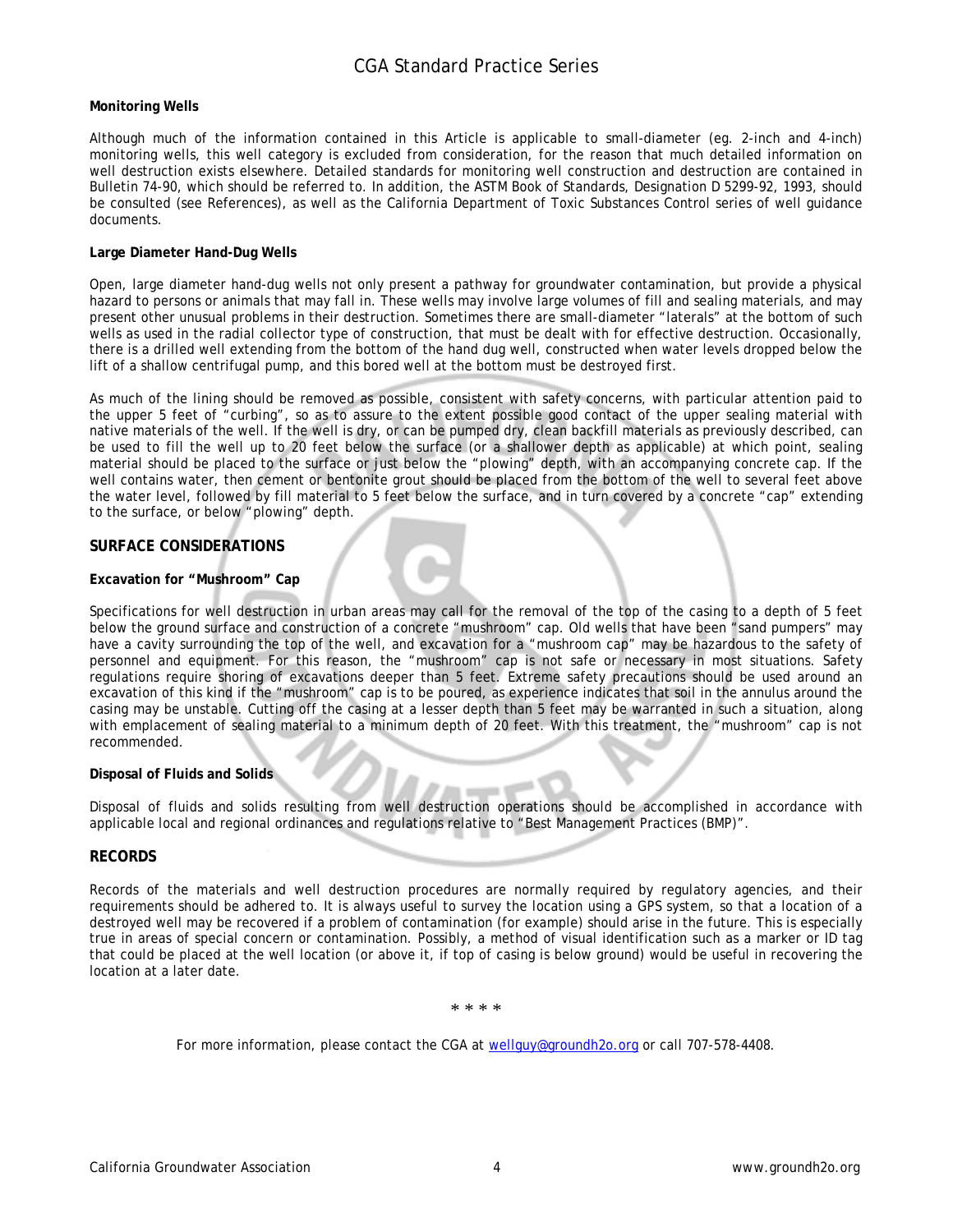**Monitoring Wells**

Although much of the information contained in this Article is applicable to small-diameter (eg. 2-inch and 4-inch) monitoring wells, this well category is excluded from consideration, for the reason that much detailed information on well destruction exists elsewhere. Detailed standards for monitoring well construction and destruction are contained in Bulletin 74-90, which should be referred to. In addition, the ASTM Book of Standards, Designation D 5299-92, 1993, should be consulted (see References), as well as the California Department of Toxic Substances Control series of well guidance documents.

**Large Diameter Hand-Dug Wells**

Open, large diameter hand-dug wells not only present a pathway for groundwater contamination, but provide a physical hazard to persons or animals that may fall in. These wells may involve large volumes of fill and sealing materials, and may present other unusual problems in their destruction. Sometimes there are small-diameter "laterals" at the bottom of such wells as used in the radial collector type of construction, that must be dealt with for effective destruction. Occasionally, there is a drilled well extending from the bottom of the hand dug well, constructed when water levels dropped below the lift of a shallow centrifugal pump, and this bored well at the bottom must be destroyed first.

As much of the lining should be removed as possible, consistent with safety concerns, with particular attention paid to the upper 5 feet of "curbing", so as to assure to the extent possible good contact of the upper sealing material with native materials of the well. If the well is dry, or can be pumped dry, clean backfill materials as previously described, can be used to fill the well up to 20 feet below the surface (or a shallower depth as applicable) at which point, sealing material should be placed to the surface or just below the "plowing" depth, with an accompanying concrete cap. If the well contains water, then cement or bentonite grout should be placed from the bottom of the well to several feet above the water level, followed by fill material to 5 feet below the surface, and in turn covered by a concrete "cap" extending to the surface, or below "plowing" depth.

## SURFACE CONSIDERATIONS

**Excavation for "Mushroom" Cap**

Specifications for well destruction in urban areas may call for the removal of the top of the casing to a depth of 5 feet below the ground surface and construction of a concrete "mushroom" cap. Old wells that have been "sand pumpers" may have a cavity surrounding the top of the well, and excavation for a "mushroom cap" may be hazardous to the safety of personnel and equipment. For this reason, the "mushroom" cap is not safe or necessary in most situations. Safety regulations require shoring of excavations deeper than 5 feet. Extreme safety precautions should be used around an excavation of this kind if the "mushroom" cap is to be poured, as experience indicates that soil in the annulus around the casing may be unstable. Cutting off the casing at a lesser depth than 5 feet may be warranted in such a situation, along with emplacement of sealing material to a minimum depth of 20 feet. With this treatment, the "mushroom" cap is not recommended.

**Disposal of Fluids and Solids**

Disposal of fluids and solids resulting from well destruction operations should be accomplished in accordance with applicable local and regional ordinances and regulations relative to "Best Management Practices (BMP)".

## RECORDS

Records of the materials and well destruction procedures are normally required by regulatory agencies, and their requirements should be adhered to. It is always useful to survey the location using a GPS system, so that a location of a destroyed well may be recovered if a problem of contamination (for example) should arise in the future. This is especially true in areas of special concern or contamination. Possibly, a method of visual identification such as a marker or ID tag that could be placed at the well location (or above it, if top of casing is below ground) would be useful in recovering the location at a later date.

\* \* \* \*

For more information, please contact the CGA at wellguy@groundh2o.org or call 707-578-4408.